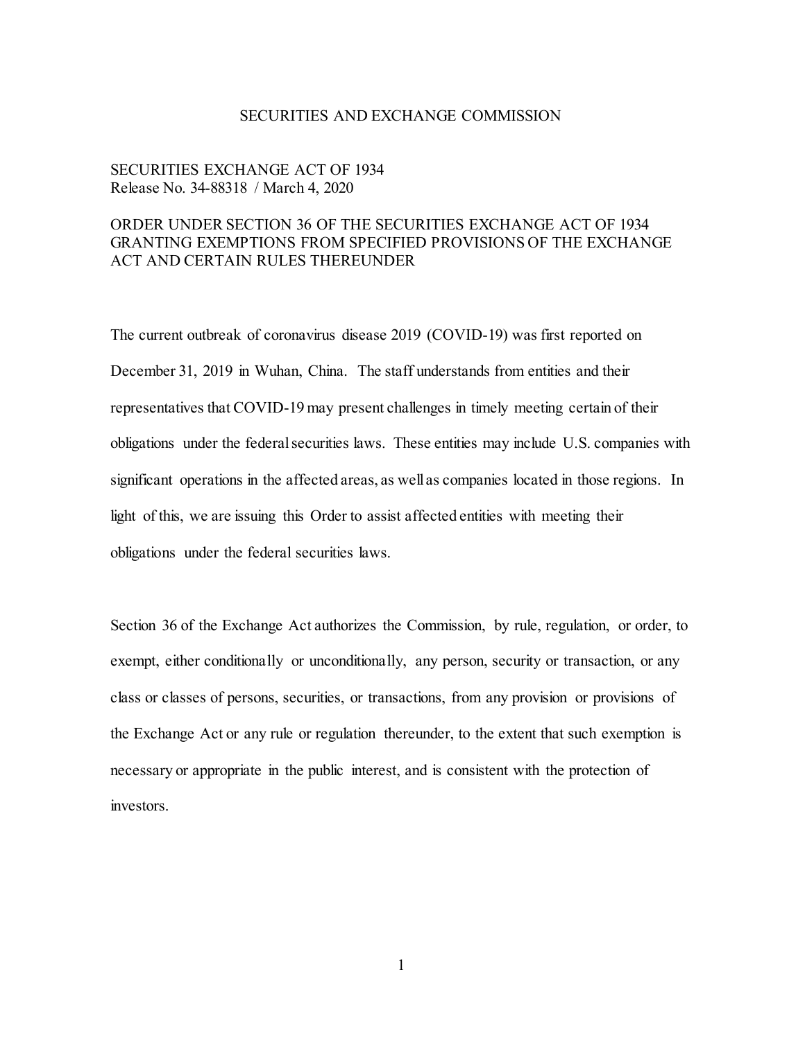# SECURITIES AND EXCHANGE COMMISSION

SECURITIES EXCHANGE ACT OF 1934
Release No. 34-88318 / March 4, 2020

## ORDER UNDER SECTION 36 OF THE SECURITIES EXCHANGE ACT OF 1934 GRANTING EXEMPTIONS FROM SPECIFIED PROVISIONS OF THE EXCHANGE ACT AND CERTAIN RULES THEREUNDER

The current outbreak of coronavirus disease 2019 (COVID-19) was first reported on December 31, 2019 in Wuhan, China. The staff understands from entities and their representatives that COVID-19 may present challenges in timely meeting certain of their obligations under the federal securities laws. These entities may include U.S. companies with significant operations in the affected areas, as well as companies located in those regions. In light of this, we are issuing this Order to assist affected entities with meeting their obligations under the federal securities laws.

Section 36 of the Exchange Act authorizes the Commission, by rule, regulation, or order, to exempt, either conditionally or unconditionally, any person, security or transaction, or any class or classes of persons, securities, or transactions, from any provision or provisions of the Exchange Act or any rule or regulation thereunder, to the extent that such exemption is necessary or appropriate in the public interest, and is consistent with the protection of investors.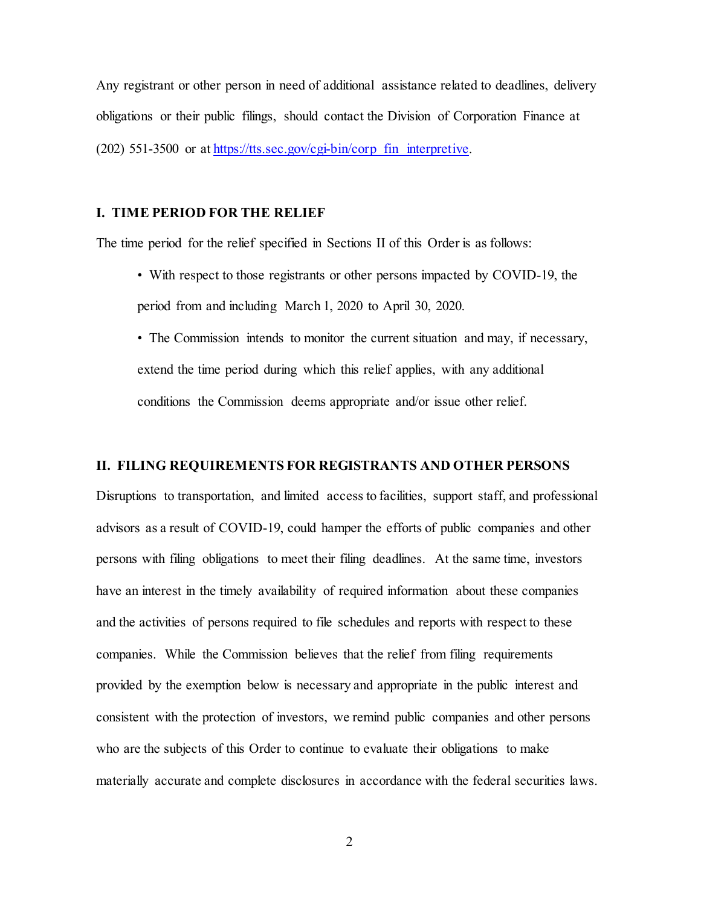Any registrant or other person in need of additional assistance related to deadlines, delivery obligations or their public filings, should contact the Division of Corporation Finance at (202) 551-3500 or at [https://tts.sec.gov/cgi-bin/corp_fin_interpretive](https://tts.sec.gov/cgi-bin/corp_fin_interpretive).

## I. TIME PERIOD FOR THE RELIEF

The time period for the relief specified in Sections II of this Order is as follows:

- With respect to those registrants or other persons impacted by COVID-19, the period from and including March 1, 2020 to April 30, 2020.
- The Commission intends to monitor the current situation and may, if necessary, extend the time period during which this relief applies, with any additional conditions the Commission deems appropriate and/or issue other relief.

## II. FILING REQUIREMENTS FOR REGISTRANTS AND OTHER PERSONS

Disruptions to transportation, and limited access to facilities, support staff, and professional advisors as a result of COVID-19, could hamper the efforts of public companies and other persons with filing obligations to meet their filing deadlines. At the same time, investors have an interest in the timely availability of required information about these companies and the activities of persons required to file schedules and reports with respect to these companies. While the Commission believes that the relief from filing requirements provided by the exemption below is necessary and appropriate in the public interest and consistent with the protection of investors, we remind public companies and other persons who are the subjects of this Order to continue to evaluate their obligations to make materially accurate and complete disclosures in accordance with the federal securities laws.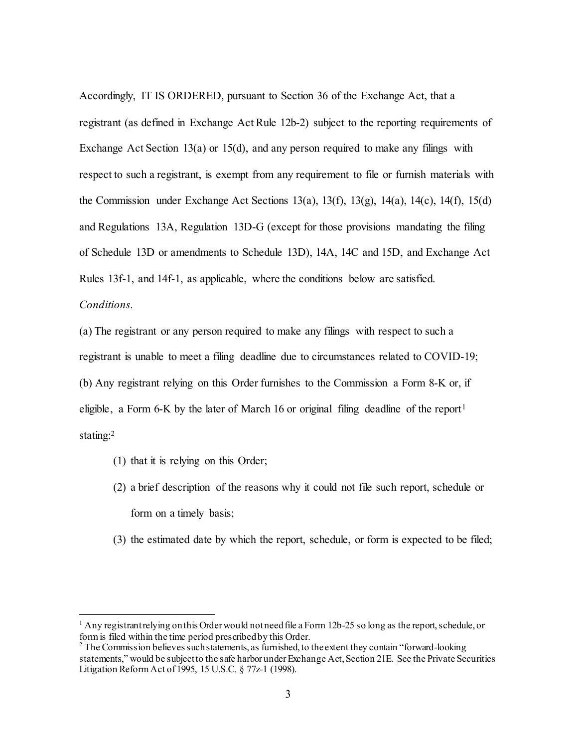Accordingly, IT IS ORDERED, pursuant to Section 36 of the Exchange Act, that a registrant (as defined in Exchange Act Rule 12b-2) subject to the reporting requirements of Exchange Act Section 13(a) or 15(d), and any person required to make any filings with respect to such a registrant, is exempt from any requirement to file or furnish materials with the Commission under Exchange Act Sections 13(a), 13(f), 13(g), 14(a), 14(c), 14(f), 15(d) and Regulations 13A, Regulation 13D-G (except for those provisions mandating the filing of Schedule 13D or amendments to Schedule 13D), 14A, 14C and 15D, and Exchange Act Rules 13f-1, and 14f-1, as applicable, where the conditions below are satisfied.

*Conditions.*

(a) The registrant or any person required to make any filings with respect to such a registrant is unable to meet a filing deadline due to circumstances related to COVID-19;

(b) Any registrant relying on this Order furnishes to the Commission a Form 8-K or, if eligible, a Form 6-K by the later of March 16 or original filing deadline of the report[1] stating:[2]

(1) that it is relying on this Order;

(2) a brief description of the reasons why it could not file such report, schedule or form on a timely basis;

(3) the estimated date by which the report, schedule, or form is expected to be filed;

---

[1] Any registrant relying on this Order would not need file a Form 12b-25 so long as the report, schedule, or form is filed within the time period prescribed by this Order.

[2] The Commission believes such statements, as furnished, to the extent they contain "forward-looking statements," would be subject to the safe harbor under Exchange Act, Section 21E. See the Private Securities Litigation Reform Act of 1995, 15 U.S.C. § 77z-1 (1998).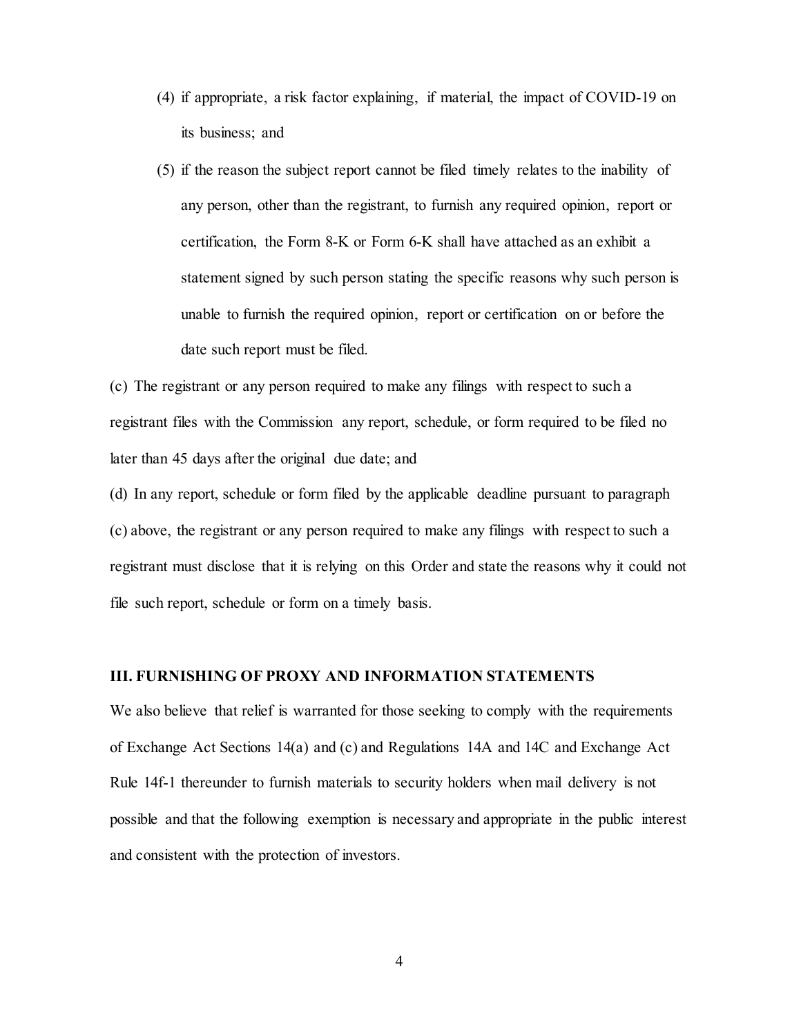(4) if appropriate, a risk factor explaining, if material, the impact of COVID-19 on its business; and

(5) if the reason the subject report cannot be filed timely relates to the inability of any person, other than the registrant, to furnish any required opinion, report or certification, the Form 8-K or Form 6-K shall have attached as an exhibit a statement signed by such person stating the specific reasons why such person is unable to furnish the required opinion, report or certification on or before the date such report must be filed.

(c) The registrant or any person required to make any filings with respect to such a registrant files with the Commission any report, schedule, or form required to be filed no later than 45 days after the original due date; and

(d) In any report, schedule or form filed by the applicable deadline pursuant to paragraph (c) above, the registrant or any person required to make any filings with respect to such a registrant must disclose that it is relying on this Order and state the reasons why it could not file such report, schedule or form on a timely basis.

## III. FURNISHING OF PROXY AND INFORMATION STATEMENTS

We also believe that relief is warranted for those seeking to comply with the requirements of Exchange Act Sections 14(a) and (c) and Regulations 14A and 14C and Exchange Act Rule 14f-1 thereunder to furnish materials to security holders when mail delivery is not possible and that the following exemption is necessary and appropriate in the public interest and consistent with the protection of investors.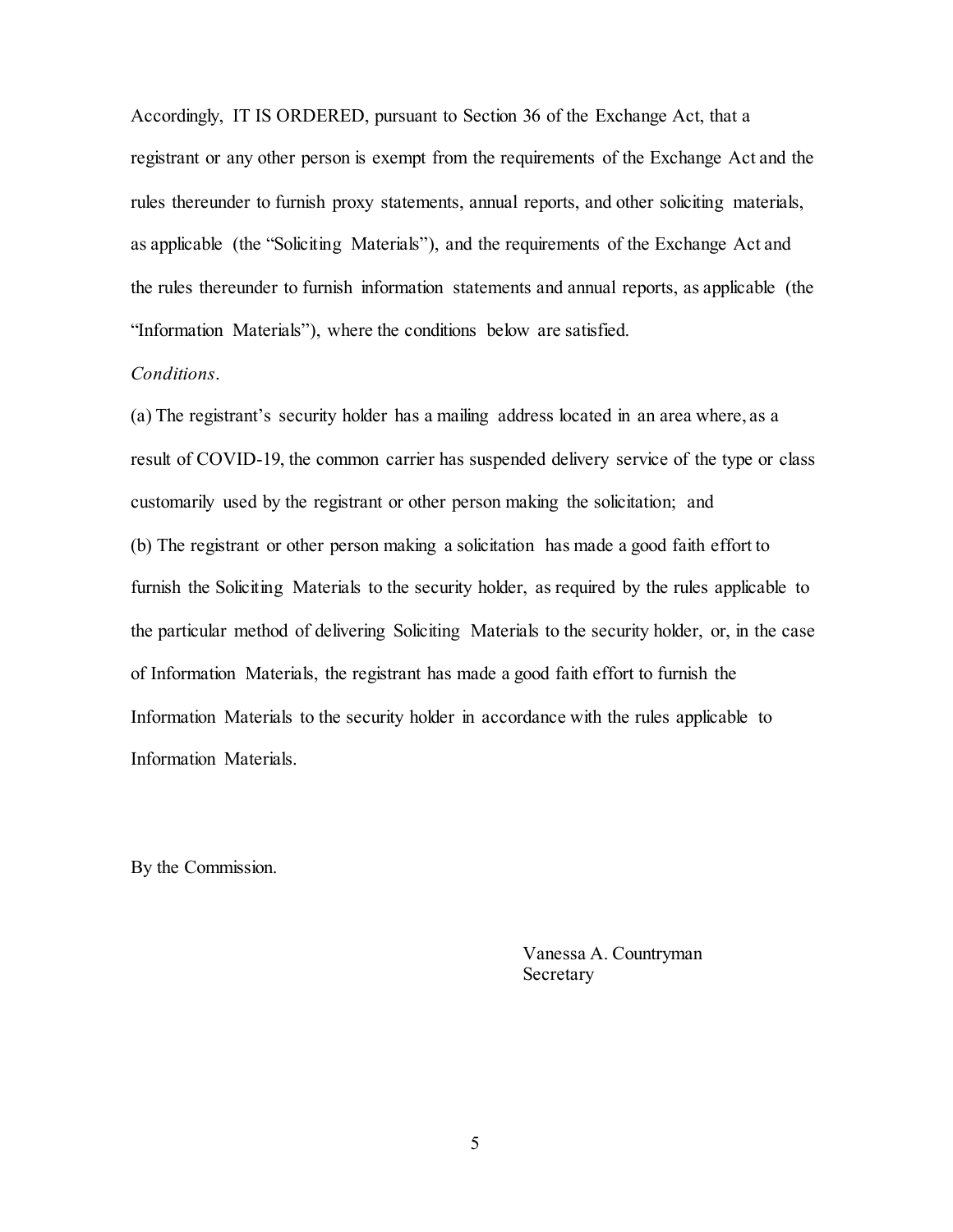Accordingly, IT IS ORDERED, pursuant to Section 36 of the Exchange Act, that a registrant or any other person is exempt from the requirements of the Exchange Act and the rules thereunder to furnish proxy statements, annual reports, and other soliciting materials, as applicable (the "Soliciting Materials"), and the requirements of the Exchange Act and the rules thereunder to furnish information statements and annual reports, as applicable (the "Information Materials"), where the conditions below are satisfied.

*Conditions*.

(a) The registrant's security holder has a mailing address located in an area where, as a result of COVID-19, the common carrier has suspended delivery service of the type or class customarily used by the registrant or other person making the solicitation; and

(b) The registrant or other person making a solicitation has made a good faith effort to furnish the Soliciting Materials to the security holder, as required by the rules applicable to the particular method of delivering Soliciting Materials to the security holder, or, in the case of Information Materials, the registrant has made a good faith effort to furnish the Information Materials to the security holder in accordance with the rules applicable to Information Materials.

By the Commission.

Vanessa A. Countryman
Secretary